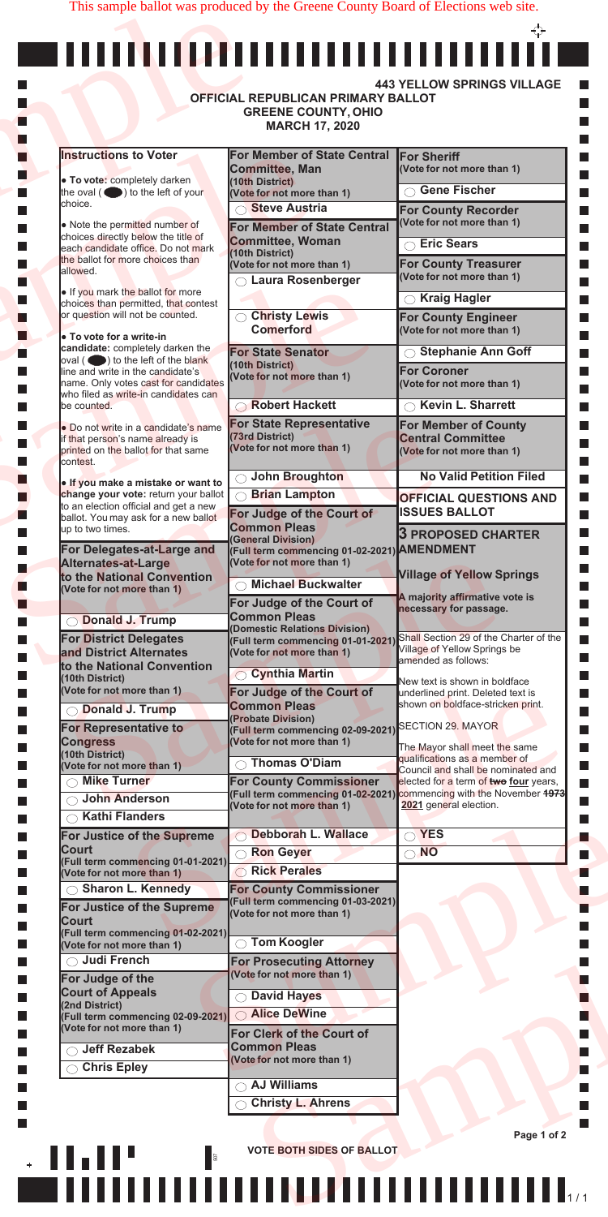This sample ballot was produced by the Greene County Board of Elections web site.

**443 YELLOW SPRINGS VILLAGE**

# OFFICIAL REPUBLICAN PRIMARY BALLOT
## GREENE COUNTY, OHIO
## MARCH 17, 2020

### Instructions to Voter

- **To vote:** completely darken the oval ( ⬤ ) to the left of your choice.
- Note the permitted number of choices directly below the title of each candidate office. Do not mark the ballot for more choices than allowed.
- If you mark the ballot for more choices than permitted, that contest or question will not be counted.
- **To vote for a write-in candidate:** completely darken the oval ( ⬤ ) to the left of the blank line and write in the candidate's name. Only votes cast for candidates who filed as write-in candidates can be counted.
- Do not write in a candidate's name if that person's name already is printed on the ballot for that same contest.
- **If you make a mistake or want to change your vote:** return your ballot to an election official and get a new ballot. You may ask for a new ballot up to two times.

### For Delegates-at-Large and Alternates-at-Large to the National Convention
(Vote for not more than 1)

- ◯ Donald J. Trump

### For District Delegates and District Alternates to the National Convention
(10th District)
(Vote for not more than 1)

- ◯ Donald J. Trump

### For Representative to Congress
(10th District)
(Vote for not more than 1)

- ◯ Mike Turner
- ◯ John Anderson
- ◯ Kathi Flanders

### For Justice of the Supreme Court
(Full term commencing 01-01-2021)
(Vote for not more than 1)

- ◯ Sharon L. Kennedy

### For Justice of the Supreme Court
(Full term commencing 01-02-2021)
(Vote for not more than 1)

- ◯ Judi French

### For Judge of the Court of Appeals
(2nd District)
(Full term commencing 02-09-2021)
(Vote for not more than 1)

- ◯ Jeff Rezabek
- ◯ Chris Epley

### For Member of State Central Committee, Man
(10th District)
(Vote for not more than 1)

- ◯ Steve Austria

### For Member of State Central Committee, Woman
(10th District)
(Vote for not more than 1)

- ◯ Laura Rosenberger
- ◯ Christy Lewis Comerford

### For State Senator
(10th District)
(Vote for not more than 1)

- ◯ Robert Hackett

### For State Representative
(73rd District)
(Vote for not more than 1)

- ◯ John Broughton
- ◯ Brian Lampton

### For Judge of the Court of Common Pleas
(General Division)
(Full term commencing 01-02-2021)
(Vote for not more than 1)

- ◯ Michael Buckwalter

### For Judge of the Court of Common Pleas
(Domestic Relations Division)
(Full term commencing 01-01-2021)
(Vote for not more than 1)

- ◯ Cynthia Martin

### For Judge of the Court of Common Pleas
(Probate Division)
(Full term commencing 02-09-2021)
(Vote for not more than 1)

- ◯ Thomas O'Diam

### For County Commissioner
(Full term commencing 01-02-2021)
(Vote for not more than 1)

- ◯ Debborah L. Wallace
- ◯ Ron Geyer
- ◯ Rick Perales

### For County Commissioner
(Full term commencing 01-03-2021)
(Vote for not more than 1)

- ◯ Tom Koogler

### For Prosecuting Attorney
(Vote for not more than 1)

- ◯ David Hayes
- ◯ Alice DeWine

### For Clerk of the Court of Common Pleas
(Vote for not more than 1)

- ◯ AJ Williams
- ◯ Christy L. Ahrens

### For Sheriff
(Vote for not more than 1)

- ◯ Gene Fischer

### For County Recorder
(Vote for not more than 1)

- ◯ Eric Sears

### For County Treasurer
(Vote for not more than 1)

- ◯ Kraig Hagler

### For County Engineer
(Vote for not more than 1)

- ◯ Stephanie Ann Goff

### For Coroner
(Vote for not more than 1)

- ◯ Kevin L. Sharrett

### For Member of County Central Committee
(Vote for not more than 1)

**No Valid Petition Filed**

## OFFICIAL QUESTIONS AND ISSUES BALLOT

### 3 PROPOSED CHARTER AMENDMENT

**Village of Yellow Springs**

A majority affirmative vote is necessary for passage.

Shall Section 29 of the Charter of the Village of Yellow Springs be amended as follows:

New text is shown in boldface underlined print. Deleted text is shown on boldface-stricken print.

SECTION 29. MAYOR

The Mayor shall meet the same qualifications as a member of Council and shall be nominated and elected for a term of ~~**two**~~ **four** years, commencing with the November ~~**1973**~~ **2021** general election.

- ◯ YES
- ◯ NO

**VOTE BOTH SIDES OF BALLOT**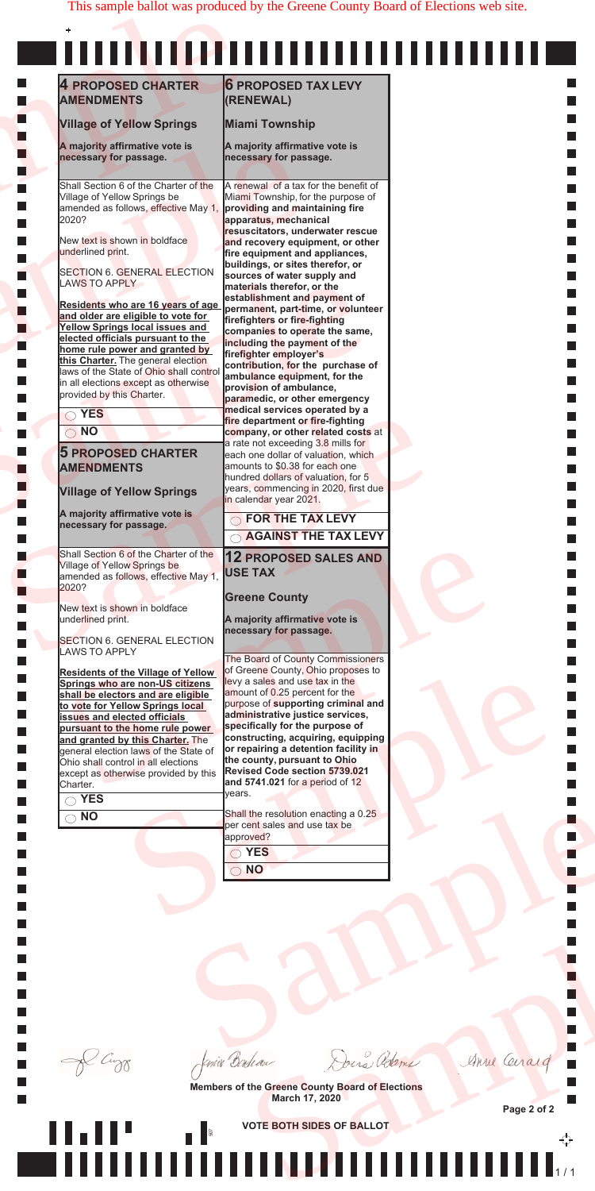This sample ballot was produced by the Greene County Board of Elections web site.

## 4 PROPOSED CHARTER AMENDMENTS

### Village of Yellow Springs

**A majority affirmative vote is necessary for passage.**

Shall Section 6 of the Charter of the Village of Yellow Springs be amended as follows, effective May 1, 2020?

New text is shown in boldface underlined print.

SECTION 6. GENERAL ELECTION LAWS TO APPLY

**Residents who are 16 years of age and older are eligible to vote for Yellow Springs local issues and elected officials pursuant to the home rule power and granted by this Charter.** The general election laws of the State of Ohio shall control in all elections except as otherwise provided by this Charter.

- YES
- NO

## 5 PROPOSED CHARTER AMENDMENTS

### Village of Yellow Springs

**A majority affirmative vote is necessary for passage.**

Shall Section 6 of the Charter of the Village of Yellow Springs be amended as follows, effective May 1, 2020?

New text is shown in boldface underlined print.

SECTION 6. GENERAL ELECTION LAWS TO APPLY

**Residents of the Village of Yellow Springs who are non-US citizens shall be electors and are eligible to vote for Yellow Springs local issues and elected officials pursuant to the home rule power and granted by this Charter.** The general election laws of the State of Ohio shall control in all elections except as otherwise provided by this Charter.

- YES
- NO

## 6 PROPOSED TAX LEVY (RENEWAL)

### Miami Township

**A majority affirmative vote is necessary for passage.**

A renewal of a tax for the benefit of Miami Township, for the purpose of **providing and maintaining fire apparatus, mechanical resuscitators, underwater rescue and recovery equipment, or other fire equipment and appliances, buildings, or sites therefor, or sources of water supply and materials therefor, or the establishment and payment of permanent, part-time, or volunteer firefighters or fire-fighting companies to operate the same, including the payment of the firefighter employer's contribution, for the purchase of ambulance equipment, for the provision of ambulance, paramedic, or other emergency medical services operated by a fire department or fire-fighting company, or other related costs** at a rate not exceeding 3.8 mills for each one dollar of valuation, which amounts to $0.38 for each one hundred dollars of valuation, for 5 years, commencing in 2020, first due in calendar year 2021.

- FOR THE TAX LEVY
- AGAINST THE TAX LEVY

## 12 PROPOSED SALES AND USE TAX

### Greene County

**A majority affirmative vote is necessary for passage.**

The Board of County Commissioners of Greene County, Ohio proposes to levy a sales and use tax in the amount of 0.25 percent for the purpose of **supporting criminal and administrative justice services, specifically for the purpose of constructing, acquiring, equipping or repairing a detention facility in the county, pursuant to Ohio Revised Code section 5739.021 and 5741.021** for a period of 12 years.

Shall the resolution enacting a 0.25 per cent sales and use tax be approved?

- YES
- NO

**Members of the Greene County Board of Elections**
**March 17, 2020**

**VOTE BOTH SIDES OF BALLOT**